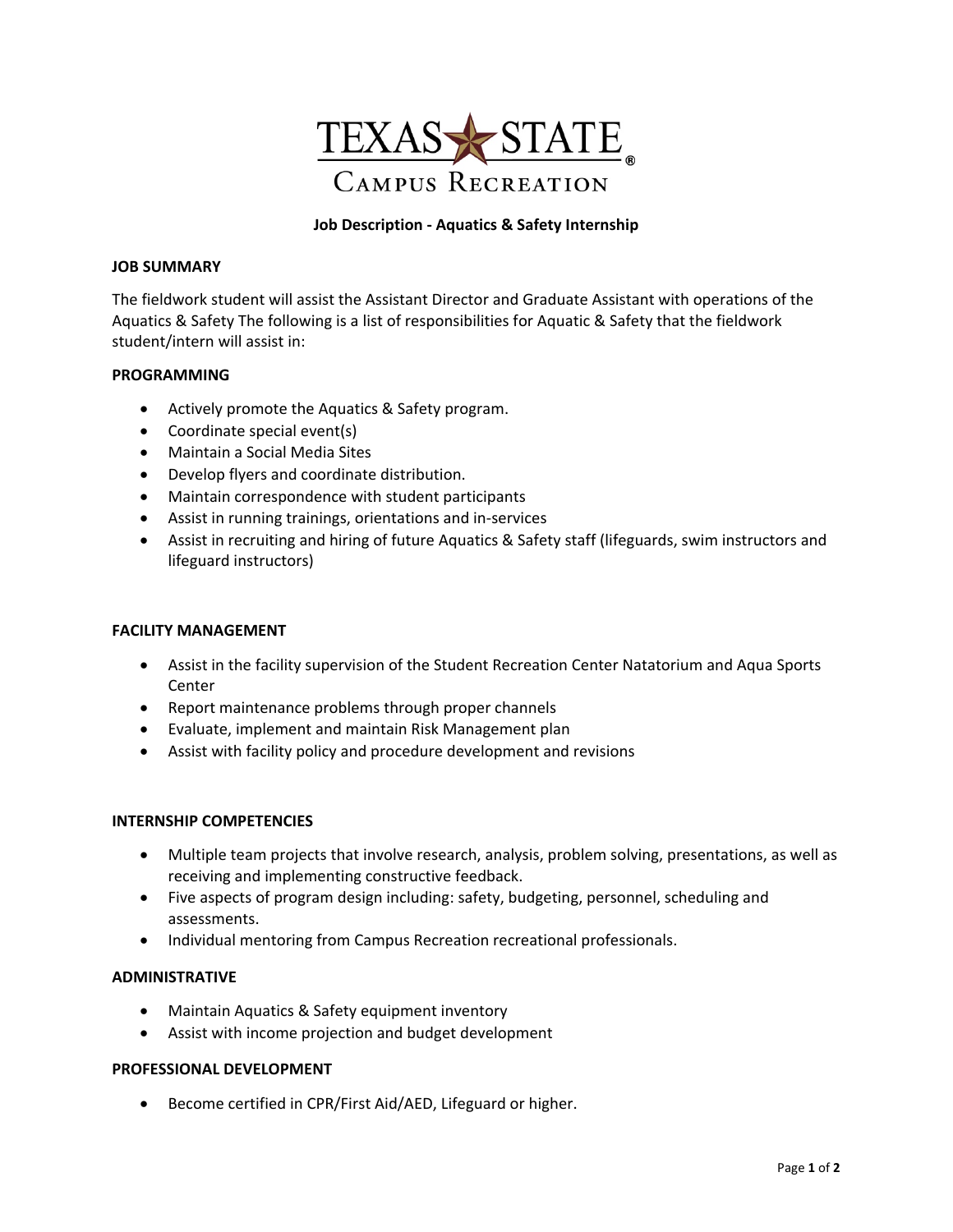TEXAS STATE
Campus Recreation

# Job Description - Aquatics & Safety Internship

## JOB SUMMARY

The fieldwork student will assist the Assistant Director and Graduate Assistant with operations of the Aquatics & Safety The following is a list of responsibilities for Aquatic & Safety that the fieldwork student/intern will assist in:

## PROGRAMMING

- Actively promote the Aquatics & Safety program.
- Coordinate special event(s)
- Maintain a Social Media Sites
- Develop flyers and coordinate distribution.
- Maintain correspondence with student participants
- Assist in running trainings, orientations and in-services
- Assist in recruiting and hiring of future Aquatics & Safety staff (lifeguards, swim instructors and lifeguard instructors)

## FACILITY MANAGEMENT

- Assist in the facility supervision of the Student Recreation Center Natatorium and Aqua Sports Center
- Report maintenance problems through proper channels
- Evaluate, implement and maintain Risk Management plan
- Assist with facility policy and procedure development and revisions

## INTERNSHIP COMPETENCIES

- Multiple team projects that involve research, analysis, problem solving, presentations, as well as receiving and implementing constructive feedback.
- Five aspects of program design including: safety, budgeting, personnel, scheduling and assessments.
- Individual mentoring from Campus Recreation recreational professionals.

## ADMINISTRATIVE

- Maintain Aquatics & Safety equipment inventory
- Assist with income projection and budget development

## PROFESSIONAL DEVELOPMENT

- Become certified in CPR/First Aid/AED, Lifeguard or higher.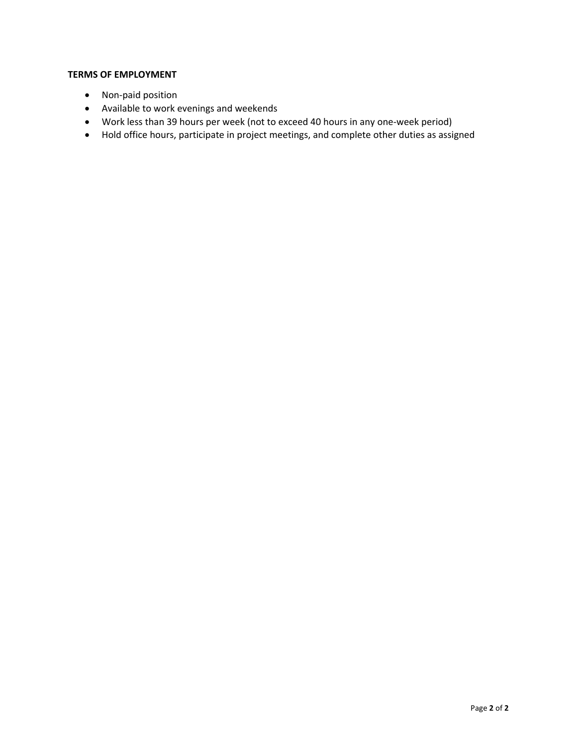**TERMS OF EMPLOYMENT**

- Non-paid position
- Available to work evenings and weekends
- Work less than 39 hours per week (not to exceed 40 hours in any one-week period)
- Hold office hours, participate in project meetings, and complete other duties as assigned